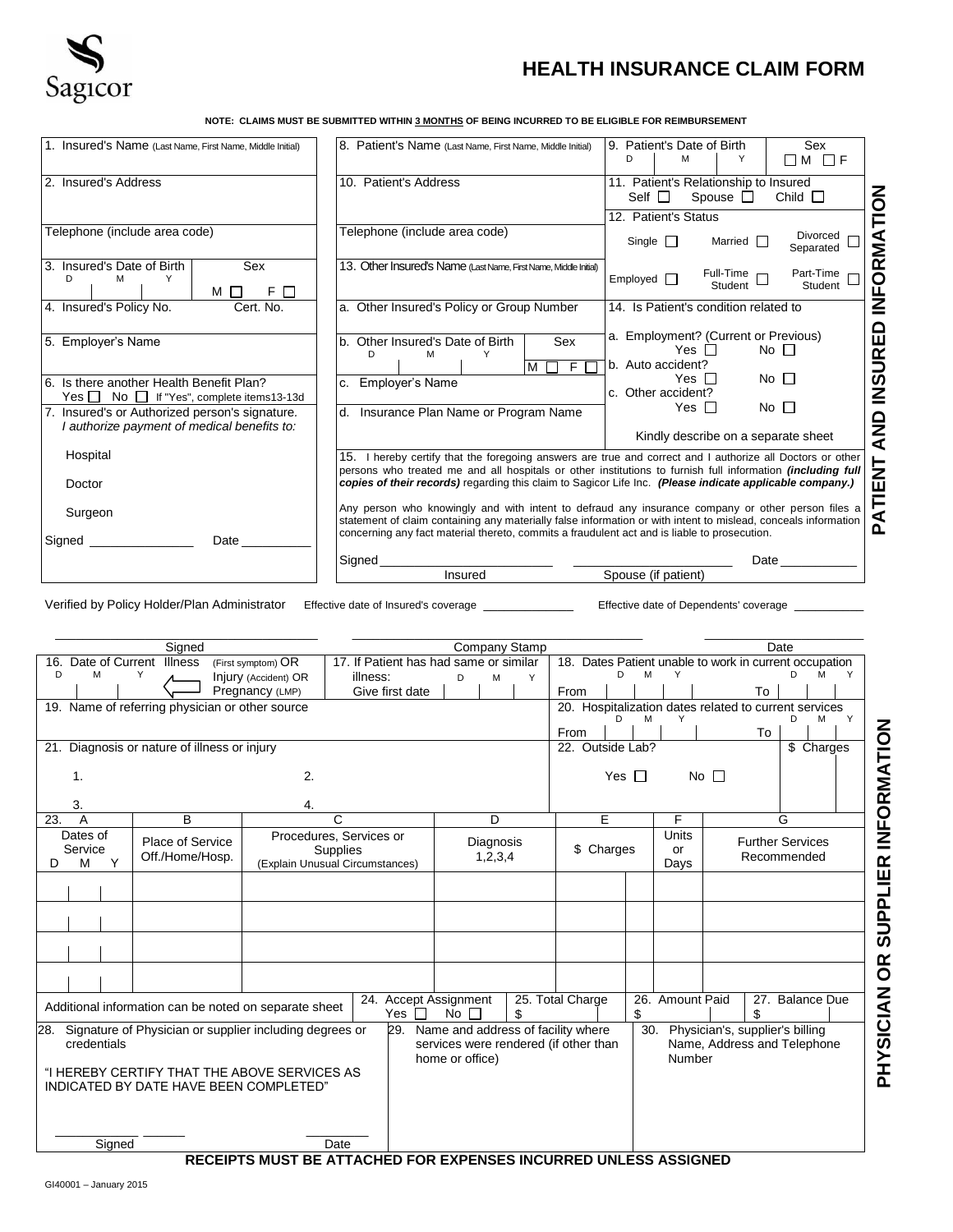Sagicor

# HEALTH INSURANCE CLAIM FORM

**NOTE: CLAIMS MUST BE SUBMITTED WITHIN 3 MONTHS OF BEING INCURRED TO BE ELIGIBLE FOR REIMBURSEMENT**

## PATIENT AND INSURED INFORMATION

1. Insured's Name (Last Name, First Name, Middle Initial)

2. Insured's Address

Telephone (include area code)

3. Insured's Date of Birth D M Y — Sex M ☐ F ☐

4. Insured's Policy No. — Cert. No.

5. Employer's Name

6. Is there another Health Benefit Plan? Yes ☐ No ☐ If "Yes", complete items13-13d

7. Insured's or Authorized person's signature. *I authorize payment of medical benefits to:*

Hospital

Doctor

Surgeon

Signed ______________ Date __________

8. Patient's Name (Last Name, First Name, Middle Initial)

9. Patient's Date of Birth D M Y — Sex ☐ M ☐ F

10. Patient's Address

11. Patient's Relationship to Insured: Self ☐ Spouse ☐ Child ☐

Telephone (include area code)

12. Patient's Status: Single ☐ Married ☐ Divorced Separated ☐

Employed ☐ Full-Time Student ☐ Part-Time Student ☐

13. Other Insured's Name (Last Name, First Name, Middle Initial)

a. Other Insured's Policy or Group Number

b. Other Insured's Date of Birth D M Y — Sex M ☐ F ☐

c. Employer's Name

d. Insurance Plan Name or Program Name

14. Is Patient's condition related to

a. Employment? (Current or Previous) Yes ☐ No ☐

b. Auto accident? Yes ☐ No ☐

c. Other accident? Yes ☐ No ☐

Kindly describe on a separate sheet

15. I hereby certify that the foregoing answers are true and correct and I authorize all Doctors or other persons who treated me and all hospitals or other institutions to furnish full information ***(including full copies of their records)*** regarding this claim to Sagicor Life Inc. ***(Please indicate applicable company.)***

Any person who knowingly and with intent to defraud any insurance company or other person files a statement of claim containing any materially false information or with intent to mislead, conceals information concerning any fact material thereto, commits a fraudulent act and is liable to prosecution.

Signed ______________________ (Insured) ______________________ (Spouse (if patient)) Date __________

Verified by Policy Holder/Plan Administrator Effective date of Insured's coverage ____________ Effective date of Dependents' coverage __________

______________________ Signed ______________________ Company Stamp ______________ Date

## PHYSICIAN OR SUPPLIER INFORMATION

16. Date of Current Illness (First symptom) OR Injury (Accident) OR Pregnancy (LMP) D M Y

17. If Patient has had same or similar illness: Give first date D M Y

18. Dates Patient unable to work in current occupation From D M Y To D M Y

19. Name of referring physician or other source

20. Hospitalization dates related to current services From D M Y To D M Y

21. Diagnosis or nature of illness or injury

1. 2.

3. 4.

22. Outside Lab? Yes ☐ No ☐ $ Charges

| 23. A | B | C | D | E | F | G |
|---|---|---|---|---|---|---|
| Dates of Service D M Y | Place of Service Off./Home/Hosp. | Procedures, Services or Supplies (Explain Unusual Circumstances) | Diagnosis 1,2,3,4 | $ Charges | Units or Days | Further Services Recommended |
| | | | | | | |
| | | | | | | |
| | | | | | | |
| | | | | | | |

Additional information can be noted on separate sheet

24. Accept Assignment Yes ☐ No ☐

25. Total Charge $

26. Amount Paid $

27. Balance Due $

28. Signature of Physician or supplier including degrees or credentials

"I HEREBY CERTIFY THAT THE ABOVE SERVICES AS INDICATED BY DATE HAVE BEEN COMPLETED"

__________ Signed __________ Date

29. Name and address of facility where services were rendered (if other than home or office)

30. Physician's, supplier's billing Name, Address and Telephone Number

**RECEIPTS MUST BE ATTACHED FOR EXPENSES INCURRED UNLESS ASSIGNED**

GI40001 – January 2015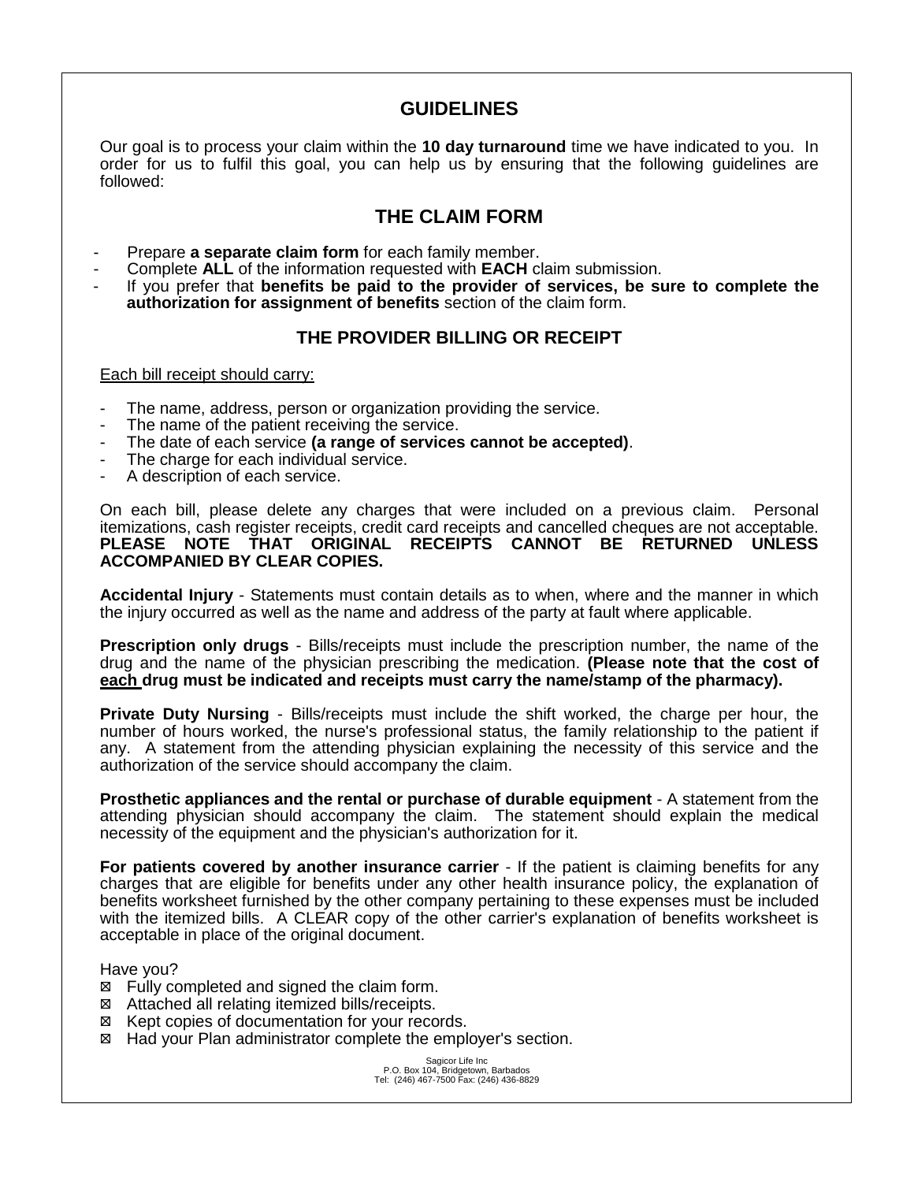## GUIDELINES

Our goal is to process your claim within the **10 day turnaround** time we have indicated to you. In order for us to fulfil this goal, you can help us by ensuring that the following guidelines are followed:

## THE CLAIM FORM

- Prepare **a separate claim form** for each family member.
- Complete **ALL** of the information requested with **EACH** claim submission.
- If you prefer that **benefits be paid to the provider of services, be sure to complete the authorization for assignment of benefits** section of the claim form.

### THE PROVIDER BILLING OR RECEIPT

Each bill receipt should carry:

- The name, address, person or organization providing the service.
- The name of the patient receiving the service.
- The date of each service **(a range of services cannot be accepted)**.
- The charge for each individual service.
- A description of each service.

On each bill, please delete any charges that were included on a previous claim. Personal itemizations, cash register receipts, credit card receipts and cancelled cheques are not acceptable. **PLEASE NOTE THAT ORIGINAL RECEIPTS CANNOT BE RETURNED UNLESS ACCOMPANIED BY CLEAR COPIES.**

**Accidental Injury** - Statements must contain details as to when, where and the manner in which the injury occurred as well as the name and address of the party at fault where applicable.

**Prescription only drugs** - Bills/receipts must include the prescription number, the name of the drug and the name of the physician prescribing the medication. **(Please note that the cost of each drug must be indicated and receipts must carry the name/stamp of the pharmacy).**

**Private Duty Nursing** - Bills/receipts must include the shift worked, the charge per hour, the number of hours worked, the nurse's professional status, the family relationship to the patient if any. A statement from the attending physician explaining the necessity of this service and the authorization of the service should accompany the claim.

**Prosthetic appliances and the rental or purchase of durable equipment** - A statement from the attending physician should accompany the claim. The statement should explain the medical necessity of the equipment and the physician's authorization for it.

**For patients covered by another insurance carrier** - If the patient is claiming benefits for any charges that are eligible for benefits under any other health insurance policy, the explanation of benefits worksheet furnished by the other company pertaining to these expenses must be included with the itemized bills. A CLEAR copy of the other carrier's explanation of benefits worksheet is acceptable in place of the original document.

Have you?

- ☒ Fully completed and signed the claim form.
- ☒ Attached all relating itemized bills/receipts.
- ☒ Kept copies of documentation for your records.
- ☒ Had your Plan administrator complete the employer's section.

Sagicor Life Inc
P.O. Box 104, Bridgetown, Barbados
Tel: (246) 467-7500 Fax: (246) 436-8829